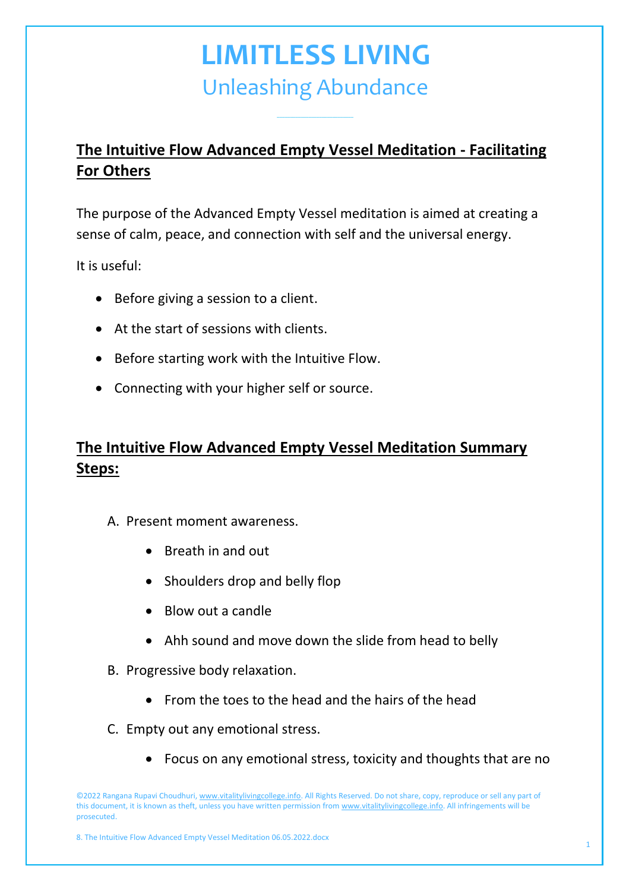# LIMITLESS LIVING

## Unleashing Abundance

**The Intuitive Flow Advanced Empty Vessel Meditation - Facilitating For Others**

The purpose of the Advanced Empty Vessel meditation is aimed at creating a sense of calm, peace, and connection with self and the universal energy.

It is useful:

- Before giving a session to a client.
- At the start of sessions with clients.
- Before starting work with the Intuitive Flow.
- Connecting with your higher self or source.

**The Intuitive Flow Advanced Empty Vessel Meditation Summary Steps:**

A. Present moment awareness.
    - Breath in and out
    - Shoulders drop and belly flop
    - Blow out a candle
    - Ahh sound and move down the slide from head to belly
B. Progressive body relaxation.
    - From the toes to the head and the hairs of the head
C. Empty out any emotional stress.
    - Focus on any emotional stress, toxicity and thoughts that are no

©2022 Rangana Rupavi Choudhuri, www.vitalitylivingcollege.info. All Rights Reserved. Do not share, copy, reproduce or sell any part of this document, it is known as theft, unless you have written permission from www.vitalitylivingcollege.info. All infringements will be prosecuted.

8. The Intuitive Flow Advanced Empty Vessel Meditation 06.05.2022.docx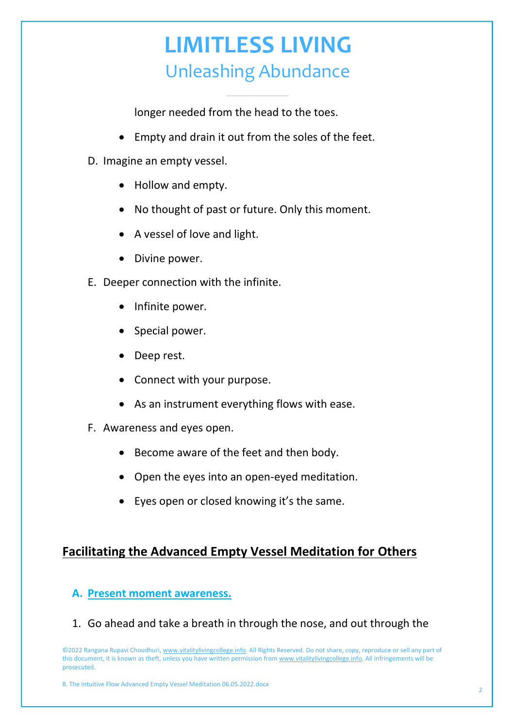longer needed from the head to the toes.

- Empty and drain it out from the soles of the feet.

D. Imagine an empty vessel.

- Hollow and empty.
- No thought of past or future. Only this moment.
- A vessel of love and light.
- Divine power.

E. Deeper connection with the infinite.

- Infinite power.
- Special power.
- Deep rest.
- Connect with your purpose.
- As an instrument everything flows with ease.

F. Awareness and eyes open.

- Become aware of the feet and then body.
- Open the eyes into an open-eyed meditation.
- Eyes open or closed knowing it's the same.

## Facilitating the Advanced Empty Vessel Meditation for Others

### A. Present moment awareness.

1. Go ahead and take a breath in through the nose, and out through the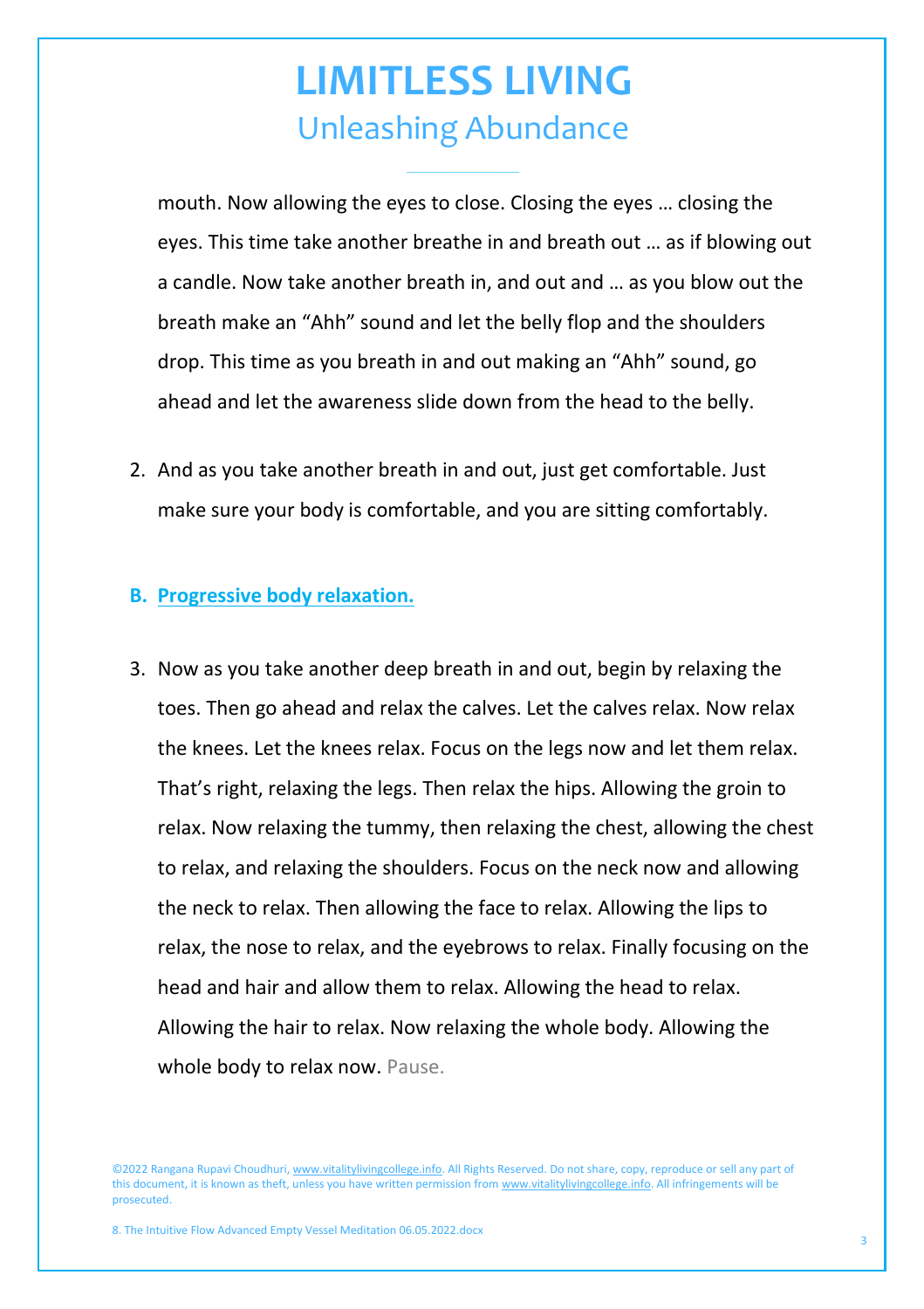mouth. Now allowing the eyes to close. Closing the eyes … closing the eyes. This time take another breathe in and breath out … as if blowing out a candle. Now take another breath in, and out and … as you blow out the breath make an "Ahh" sound and let the belly flop and the shoulders drop. This time as you breath in and out making an "Ahh" sound, go ahead and let the awareness slide down from the head to the belly.

2. And as you take another breath in and out, just get comfortable. Just make sure your body is comfortable, and you are sitting comfortably.

### B. Progressive body relaxation.

3. Now as you take another deep breath in and out, begin by relaxing the toes. Then go ahead and relax the calves. Let the calves relax. Now relax the knees. Let the knees relax. Focus on the legs now and let them relax. That's right, relaxing the legs. Then relax the hips. Allowing the groin to relax. Now relaxing the tummy, then relaxing the chest, allowing the chest to relax, and relaxing the shoulders. Focus on the neck now and allowing the neck to relax. Then allowing the face to relax. Allowing the lips to relax, the nose to relax, and the eyebrows to relax. Finally focusing on the head and hair and allow them to relax. Allowing the head to relax. Allowing the hair to relax. Now relaxing the whole body. Allowing the whole body to relax now. Pause.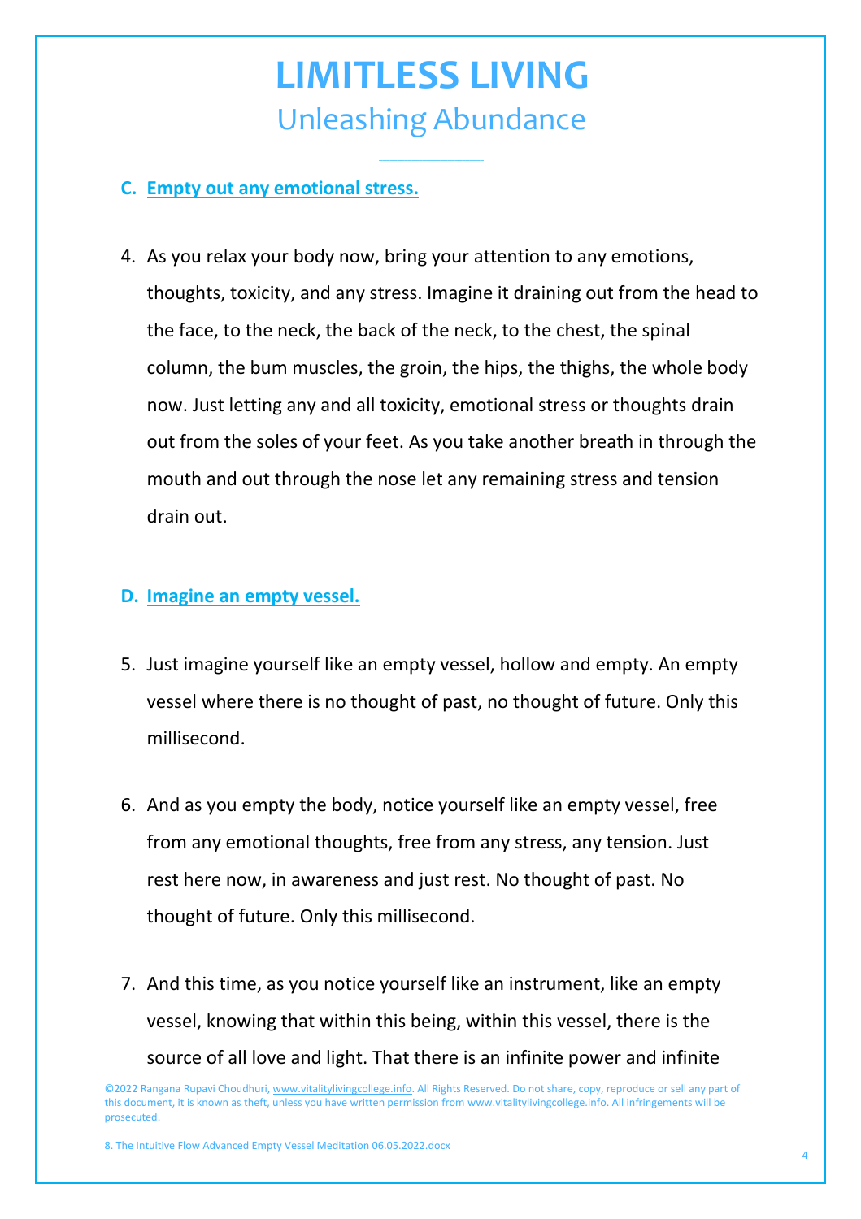### C. Empty out any emotional stress.

4. As you relax your body now, bring your attention to any emotions, thoughts, toxicity, and any stress. Imagine it draining out from the head to the face, to the neck, the back of the neck, to the chest, the spinal column, the bum muscles, the groin, the hips, the thighs, the whole body now. Just letting any and all toxicity, emotional stress or thoughts drain out from the soles of your feet. As you take another breath in through the mouth and out through the nose let any remaining stress and tension drain out.

### D. Imagine an empty vessel.

5. Just imagine yourself like an empty vessel, hollow and empty. An empty vessel where there is no thought of past, no thought of future. Only this millisecond.

6. And as you empty the body, notice yourself like an empty vessel, free from any emotional thoughts, free from any stress, any tension. Just rest here now, in awareness and just rest. No thought of past. No thought of future. Only this millisecond.

7. And this time, as you notice yourself like an instrument, like an empty vessel, knowing that within this being, within this vessel, there is the source of all love and light. That there is an infinite power and infinite

©2022 Rangana Rupavi Choudhuri, www.vitalitylivingcollege.info. All Rights Reserved. Do not share, copy, reproduce or sell any part of this document, it is known as theft, unless you have written permission from www.vitalitylivingcollege.info. All infringements will be prosecuted.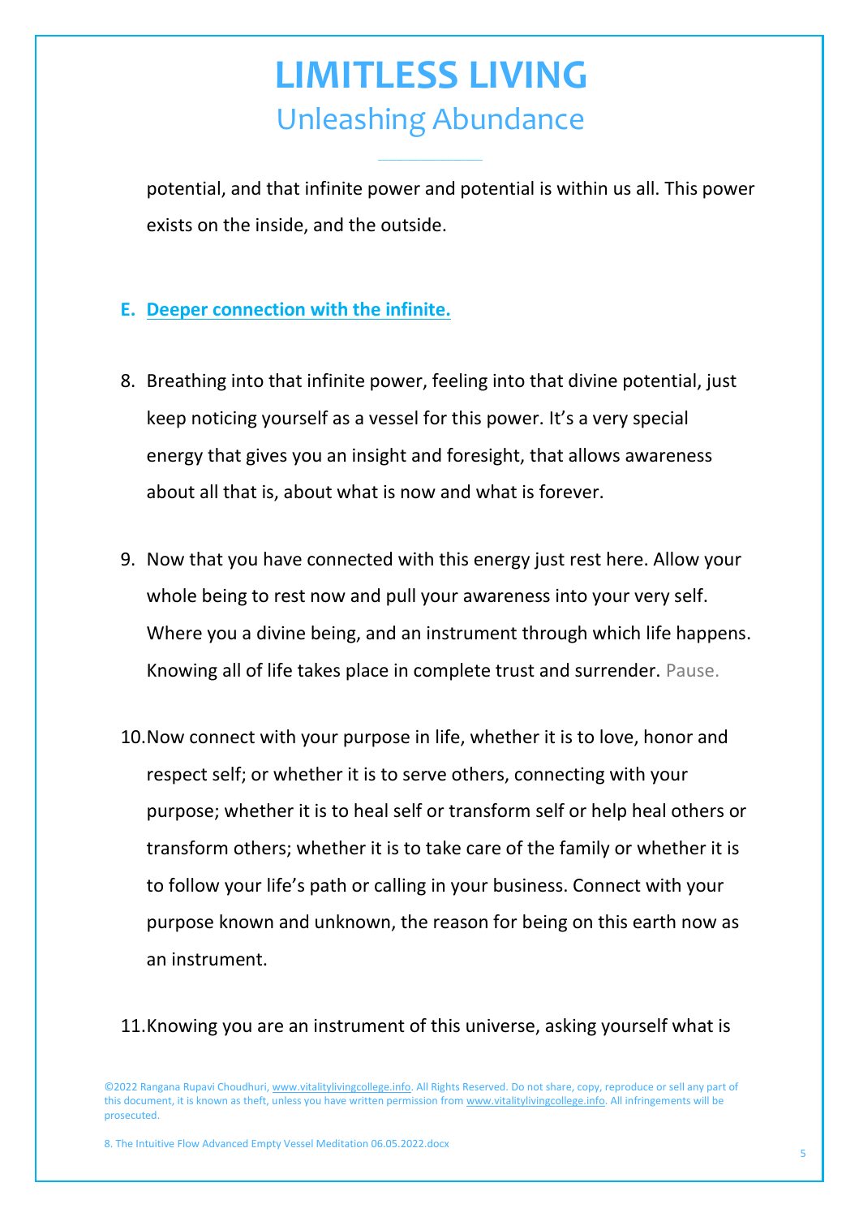potential, and that infinite power and potential is within us all. This power exists on the inside, and the outside.

### E. Deeper connection with the infinite.

8. Breathing into that infinite power, feeling into that divine potential, just keep noticing yourself as a vessel for this power. It's a very special energy that gives you an insight and foresight, that allows awareness about all that is, about what is now and what is forever.

9. Now that you have connected with this energy just rest here. Allow your whole being to rest now and pull your awareness into your very self. Where you a divine being, and an instrument through which life happens. Knowing all of life takes place in complete trust and surrender. Pause.

10. Now connect with your purpose in life, whether it is to love, honor and respect self; or whether it is to serve others, connecting with your purpose; whether it is to heal self or transform self or help heal others or transform others; whether it is to take care of the family or whether it is to follow your life's path or calling in your business. Connect with your purpose known and unknown, the reason for being on this earth now as an instrument.

11. Knowing you are an instrument of this universe, asking yourself what is

©2022 Rangana Rupavi Choudhuri, www.vitalitylivingcollege.info. All Rights Reserved. Do not share, copy, reproduce or sell any part of this document, it is known as theft, unless you have written permission from www.vitalitylivingcollege.info. All infringements will be prosecuted.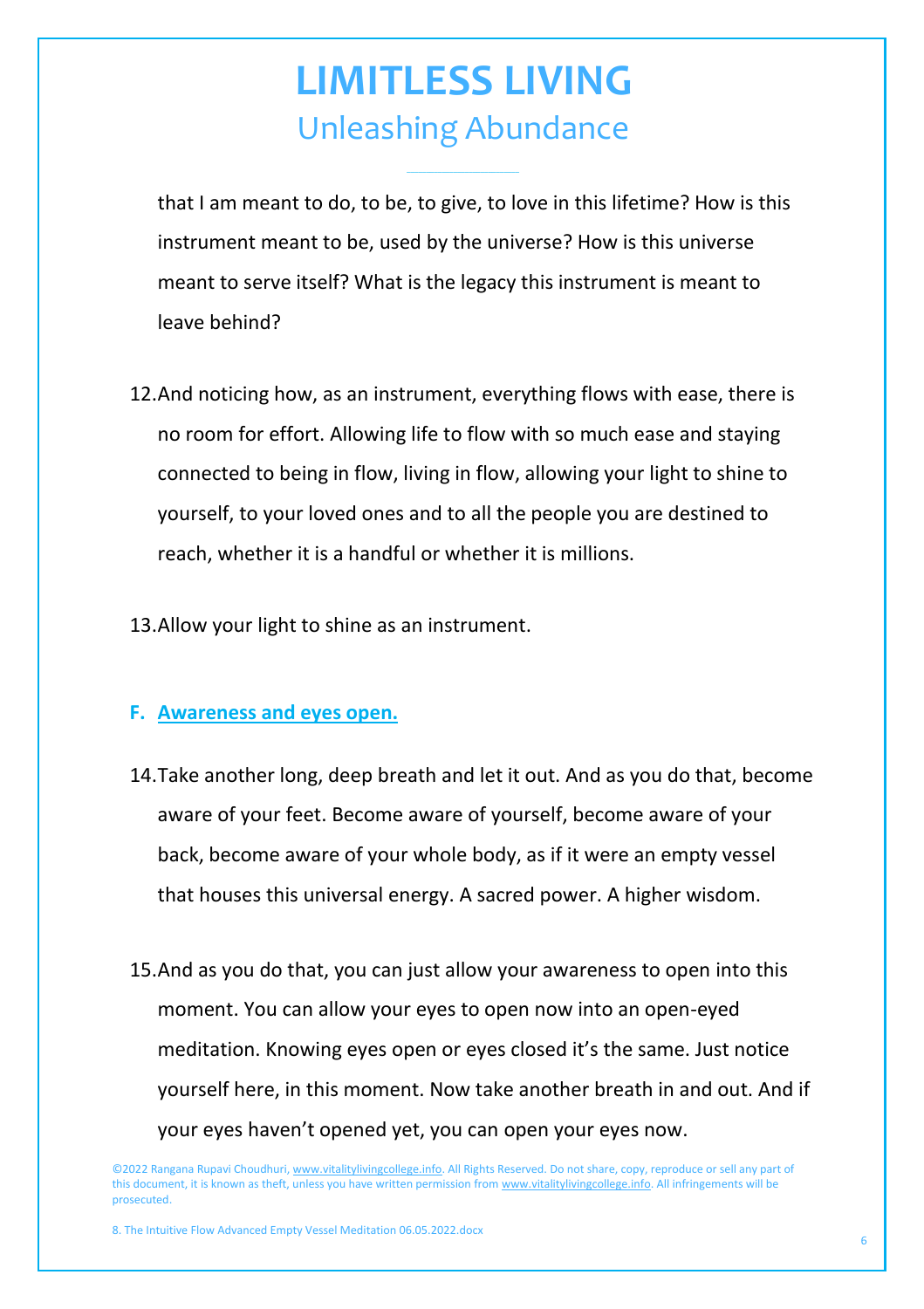that I am meant to do, to be, to give, to love in this lifetime? How is this instrument meant to be, used by the universe? How is this universe meant to serve itself? What is the legacy this instrument is meant to leave behind?

12. And noticing how, as an instrument, everything flows with ease, there is no room for effort. Allowing life to flow with so much ease and staying connected to being in flow, living in flow, allowing your light to shine to yourself, to your loved ones and to all the people you are destined to reach, whether it is a handful or whether it is millions.

13. Allow your light to shine as an instrument.

## F. Awareness and eyes open.

14. Take another long, deep breath and let it out. And as you do that, become aware of your feet. Become aware of yourself, become aware of your back, become aware of your whole body, as if it were an empty vessel that houses this universal energy. A sacred power. A higher wisdom.

15. And as you do that, you can just allow your awareness to open into this moment. You can allow your eyes to open now into an open-eyed meditation. Knowing eyes open or eyes closed it's the same. Just notice yourself here, in this moment. Now take another breath in and out. And if your eyes haven't opened yet, you can open your eyes now.